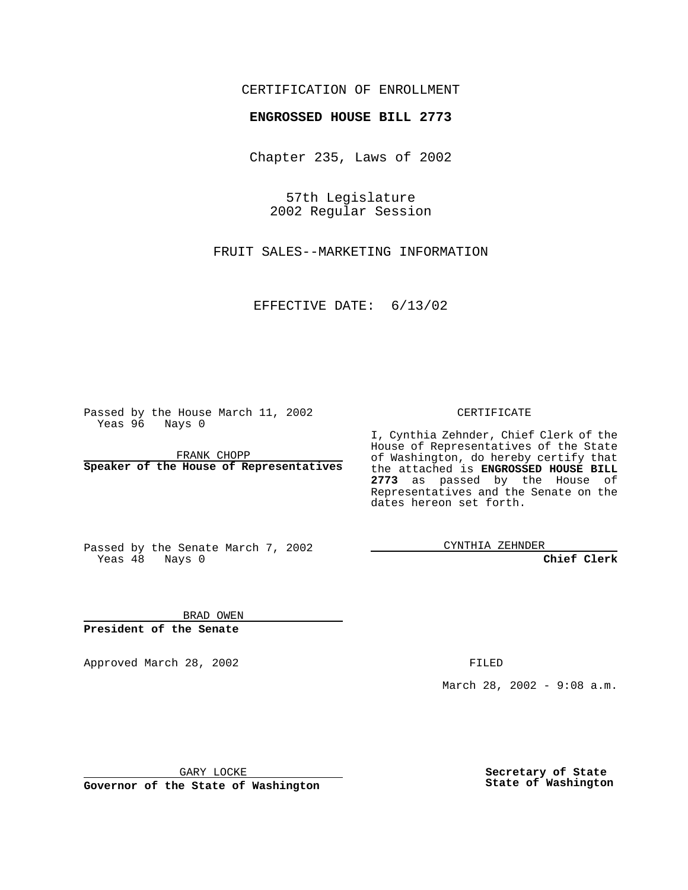CERTIFICATION OF ENROLLMENT

**ENGROSSED HOUSE BILL 2773**

Chapter 235, Laws of 2002

57th Legislature
2002 Regular Session

FRUIT SALES--MARKETING INFORMATION

EFFECTIVE DATE: 6/13/02

Passed by the House March 11, 2002
Yeas 96 Nays 0

FRANK CHOPP
**Speaker of the House of Representatives**

Passed by the Senate March 7, 2002
Yeas 48 Nays 0

BRAD OWEN
**President of the Senate**

CERTIFICATE

I, Cynthia Zehnder, Chief Clerk of the House of Representatives of the State of Washington, do hereby certify that the attached is **ENGROSSED HOUSE BILL 2773** as passed by the House of Representatives and the Senate on the dates hereon set forth.

CYNTHIA ZEHNDER
**Chief Clerk**

Approved March 28, 2002

FILED

March 28, 2002 - 9:08 a.m.

GARY LOCKE
**Governor of the State of Washington**

**Secretary of State**
**State of Washington**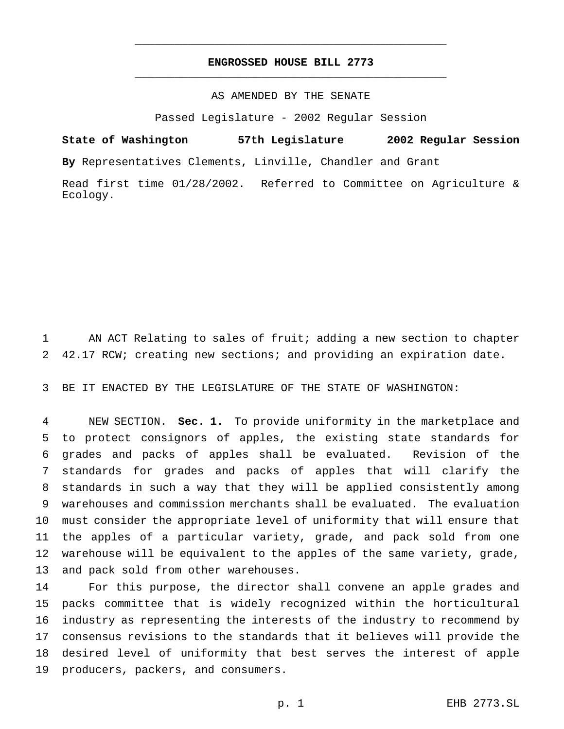# ENGROSSED HOUSE BILL 2773

AS AMENDED BY THE SENATE

Passed Legislature - 2002 Regular Session

**State of Washington 57th Legislature 2002 Regular Session**

**By** Representatives Clements, Linville, Chandler and Grant

Read first time 01/28/2002. Referred to Committee on Agriculture & Ecology.

AN ACT Relating to sales of fruit; adding a new section to chapter 42.17 RCW; creating new sections; and providing an expiration date.

BE IT ENACTED BY THE LEGISLATURE OF THE STATE OF WASHINGTON:

NEW SECTION. **Sec. 1.** To provide uniformity in the marketplace and to protect consignors of apples, the existing state standards for grades and packs of apples shall be evaluated. Revision of the standards for grades and packs of apples that will clarify the standards in such a way that they will be applied consistently among warehouses and commission merchants shall be evaluated. The evaluation must consider the appropriate level of uniformity that will ensure that the apples of a particular variety, grade, and pack sold from one warehouse will be equivalent to the apples of the same variety, grade, and pack sold from other warehouses.

For this purpose, the director shall convene an apple grades and packs committee that is widely recognized within the horticultural industry as representing the interests of the industry to recommend by consensus revisions to the standards that it believes will provide the desired level of uniformity that best serves the interest of apple producers, packers, and consumers.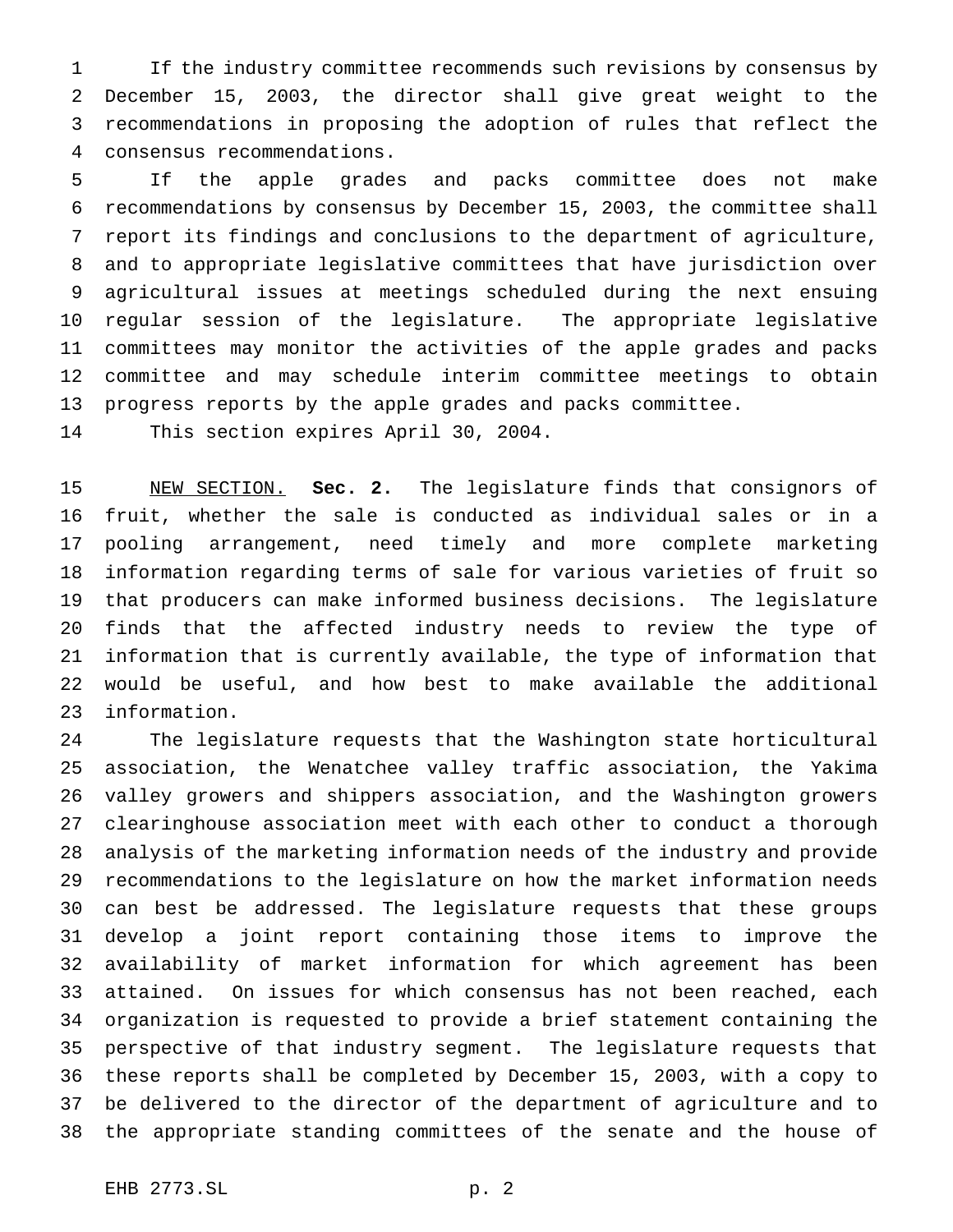If the industry committee recommends such revisions by consensus by December 15, 2003, the director shall give great weight to the recommendations in proposing the adoption of rules that reflect the consensus recommendations.

If the apple grades and packs committee does not make recommendations by consensus by December 15, 2003, the committee shall report its findings and conclusions to the department of agriculture, and to appropriate legislative committees that have jurisdiction over agricultural issues at meetings scheduled during the next ensuing regular session of the legislature. The appropriate legislative committees may monitor the activities of the apple grades and packs committee and may schedule interim committee meetings to obtain progress reports by the apple grades and packs committee.

This section expires April 30, 2004.

NEW SECTION. **Sec. 2.** The legislature finds that consignors of fruit, whether the sale is conducted as individual sales or in a pooling arrangement, need timely and more complete marketing information regarding terms of sale for various varieties of fruit so that producers can make informed business decisions. The legislature finds that the affected industry needs to review the type of information that is currently available, the type of information that would be useful, and how best to make available the additional information.

The legislature requests that the Washington state horticultural association, the Wenatchee valley traffic association, the Yakima valley growers and shippers association, and the Washington growers clearinghouse association meet with each other to conduct a thorough analysis of the marketing information needs of the industry and provide recommendations to the legislature on how the market information needs can best be addressed. The legislature requests that these groups develop a joint report containing those items to improve the availability of market information for which agreement has been attained. On issues for which consensus has not been reached, each organization is requested to provide a brief statement containing the perspective of that industry segment. The legislature requests that these reports shall be completed by December 15, 2003, with a copy to be delivered to the director of the department of agriculture and to the appropriate standing committees of the senate and the house of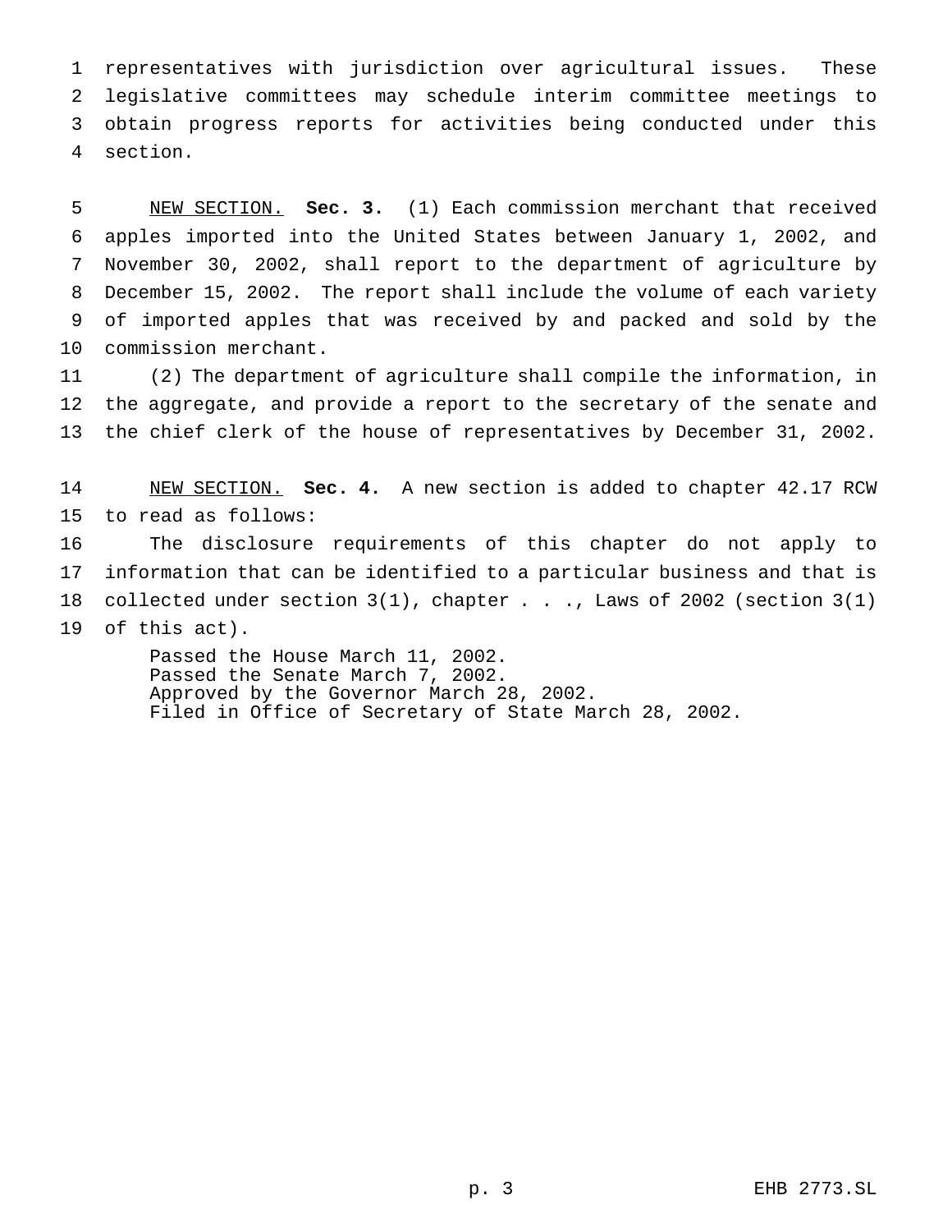representatives with jurisdiction over agricultural issues. These legislative committees may schedule interim committee meetings to obtain progress reports for activities being conducted under this section.

NEW SECTION. **Sec. 3.** (1) Each commission merchant that received apples imported into the United States between January 1, 2002, and November 30, 2002, shall report to the department of agriculture by December 15, 2002. The report shall include the volume of each variety of imported apples that was received by and packed and sold by the commission merchant.

(2) The department of agriculture shall compile the information, in the aggregate, and provide a report to the secretary of the senate and the chief clerk of the house of representatives by December 31, 2002.

NEW SECTION. **Sec. 4.** A new section is added to chapter 42.17 RCW to read as follows:

The disclosure requirements of this chapter do not apply to information that can be identified to a particular business and that is collected under section 3(1), chapter . . ., Laws of 2002 (section 3(1) of this act).

Passed the House March 11, 2002.
Passed the Senate March 7, 2002.
Approved by the Governor March 28, 2002.
Filed in Office of Secretary of State March 28, 2002.